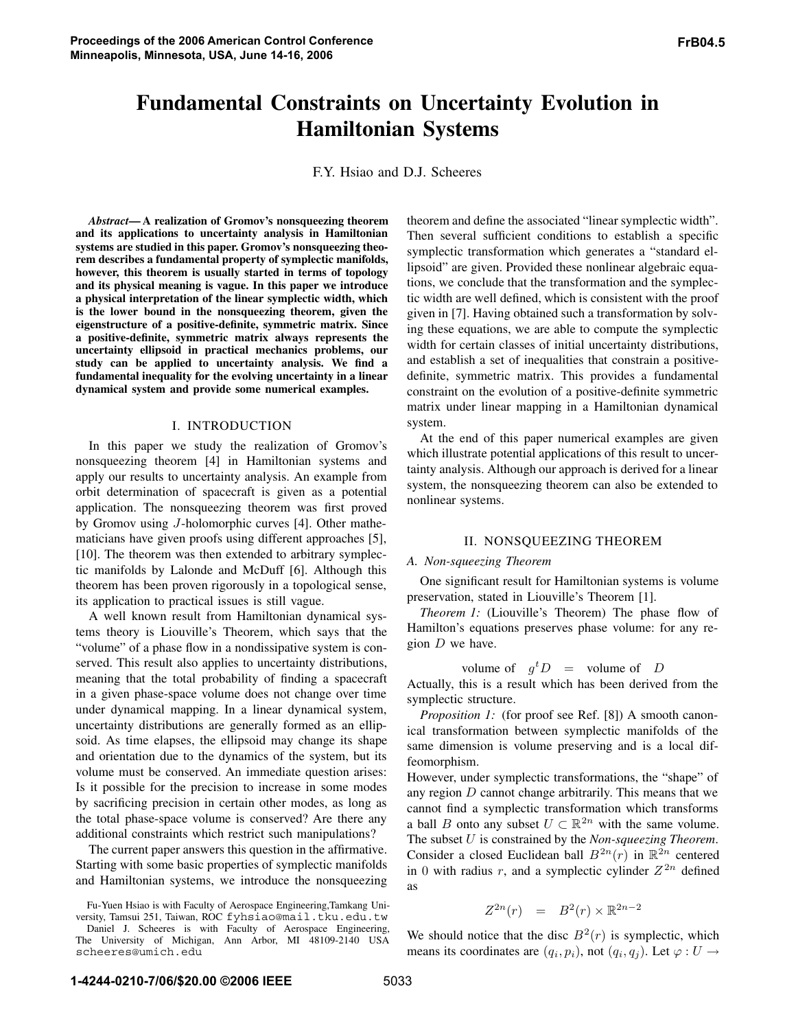# Fundamental Constraints on Uncertainty Evolution in Hamiltonian Systems

F.Y. Hsiao and D.J. Scheeres

***Abstract*— A realization of Gromov's nonsqueezing theorem and its applications to uncertainty analysis in Hamiltonian systems are studied in this paper. Gromov's nonsqueezing theorem describes a fundamental property of symplectic manifolds, however, this theorem is usually started in terms of topology and its physical meaning is vague. In this paper we introduce a physical interpretation of the linear symplectic width, which is the lower bound in the nonsqueezing theorem, given the eigenstructure of a positive-definite, symmetric matrix. Since a positive-definite, symmetric matrix always represents the uncertainty ellipsoid in practical mechanics problems, our study can be applied to uncertainty analysis. We find a fundamental inequality for the evolving uncertainty in a linear dynamical system and provide some numerical examples.**

## I. INTRODUCTION

In this paper we study the realization of Gromov's nonsqueezing theorem [4] in Hamiltonian systems and apply our results to uncertainty analysis. An example from orbit determination of spacecraft is given as a potential application. The nonsqueezing theorem was first proved by Gromov using $J$-holomorphic curves [4]. Other mathematicians have given proofs using different approaches [5], [10]. The theorem was then extended to arbitrary symplectic manifolds by Lalonde and McDuff [6]. Although this theorem has been proven rigorously in a topological sense, its application to practical issues is still vague.

A well known result from Hamiltonian dynamical systems theory is Liouville's Theorem, which says that the "volume" of a phase flow in a nondissipative system is conserved. This result also applies to uncertainty distributions, meaning that the total probability of finding a spacecraft in a given phase-space volume does not change over time under dynamical mapping. In a linear dynamical system, uncertainty distributions are generally formed as an ellipsoid. As time elapses, the ellipsoid may change its shape and orientation due to the dynamics of the system, but its volume must be conserved. An immediate question arises: Is it possible for the precision to increase in some modes by sacrificing precision in certain other modes, as long as the total phase-space volume is conserved? Are there any additional constraints which restrict such manipulations?

The current paper answers this question in the affirmative. Starting with some basic properties of symplectic manifolds and Hamiltonian systems, we introduce the nonsqueezing theorem and define the associated "linear symplectic width". Then several sufficient conditions to establish a specific symplectic transformation which generates a "standard ellipsoid" are given. Provided these nonlinear algebraic equations, we conclude that the transformation and the symplectic width are well defined, which is consistent with the proof given in [7]. Having obtained such a transformation by solving these equations, we are able to compute the symplectic width for certain classes of initial uncertainty distributions, and establish a set of inequalities that constrain a positive-definite, symmetric matrix. This provides a fundamental constraint on the evolution of a positive-definite symmetric matrix under linear mapping in a Hamiltonian dynamical system.

At the end of this paper numerical examples are given which illustrate potential applications of this result to uncertainty analysis. Although our approach is derived for a linear system, the nonsqueezing theorem can also be extended to nonlinear systems.

Fu-Yuen Hsiao is with Faculty of Aerospace Engineering,Tamkang University, Tamsui 251, Taiwan, ROC fyhsiao@mail.tku.edu.tw

Daniel J. Scheeres is with Faculty of Aerospace Engineering, The University of Michigan, Ann Arbor, MI 48109-2140 USA scheeres@umich.edu

## II. NONSQUEEZING THEOREM

### A. Non-squeezing Theorem

One significant result for Hamiltonian systems is volume preservation, stated in Liouville's Theorem [1].

*Theorem 1:* (Liouville's Theorem) The phase flow of Hamilton's equations preserves phase volume: for any region $D$ we have.

$$\text{volume of} \quad g^t D \quad = \quad \text{volume of} \quad D$$

Actually, this is a result which has been derived from the symplectic structure.

*Proposition 1:* (for proof see Ref. [8]) A smooth canonical transformation between symplectic manifolds of the same dimension is volume preserving and is a local diffeomorphism.

However, under symplectic transformations, the "shape" of any region $D$ cannot change arbitrarily. This means that we cannot find a symplectic transformation which transforms a ball $B$ onto any subset $U \subset \mathbb{R}^{2n}$ with the same volume. The subset $U$ is constrained by the *Non-squeezing Theorem*. Consider a closed Euclidean ball $B^{2n}(r)$ in $\mathbb{R}^{2n}$ centered in 0 with radius $r$, and a symplectic cylinder $Z^{2n}$ defined as

$$Z^{2n}(r) \quad = \quad B^2(r) \times \mathbb{R}^{2n-2}$$

We should notice that the disc $B^2(r)$ is symplectic, which means its coordinates are $(q_i, p_i)$, not $(q_i, q_j)$. Let $\varphi : U \rightarrow$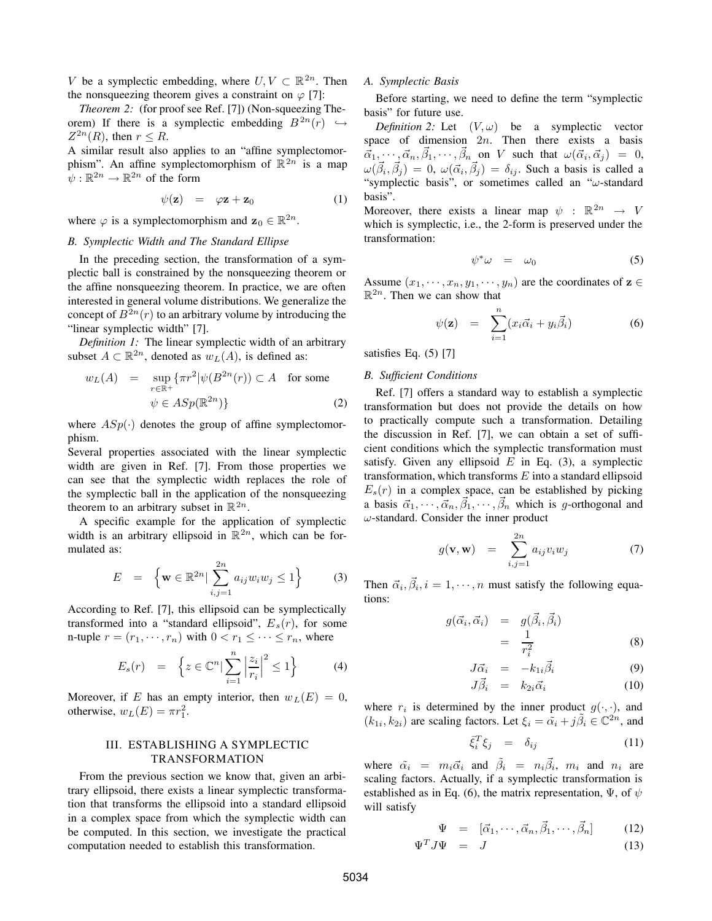$V$ be a symplectic embedding, where $U, V \subset \mathbb{R}^{2n}$. Then the nonsqueezing theorem gives a constraint on $\varphi$ [7]:

*Theorem 2:* (for proof see Ref. [7]) (Non-squeezing Theorem) If there is a symplectic embedding $B^{2n}(r) \hookrightarrow Z^{2n}(R)$, then $r \leq R$.

A similar result also applies to an "affine symplectomorphism". An affine symplectomorphism of $\mathbb{R}^{2n}$ is a map $\psi : \mathbb{R}^{2n} \to \mathbb{R}^{2n}$ of the form

$$\psi(\mathbf{z}) \quad = \quad \varphi \mathbf{z} + \mathbf{z}_0 \tag{1}$$

where $\varphi$ is a symplectomorphism and $\mathbf{z}_0 \in \mathbb{R}^{2n}$.

### B. Symplectic Width and The Standard Ellipse

In the preceding section, the transformation of a symplectic ball is constrained by the nonsqueezing theorem or the affine nonsqueezing theorem. In practice, we are often interested in general volume distributions. We generalize the concept of $B^{2n}(r)$ to an arbitrary volume by introducing the "linear symplectic width" [7].

*Definition 1:* The linear symplectic width of an arbitrary subset $A \subset \mathbb{R}^{2n}$, denoted as $w_L(A)$, is defined as:

$$w_L(A) \quad = \quad \sup_{r \in \mathbb{R}^+} \{\pi r^2 | \psi(B^{2n}(r)) \subset A \quad \text{for some} \quad \psi \in ASp(\mathbb{R}^{2n})\} \tag{2}$$

where $ASp(\cdot)$ denotes the group of affine symplectomorphism.

Several properties associated with the linear symplectic width are given in Ref. [7]. From those properties we can see that the symplectic width replaces the role of the symplectic ball in the application of the nonsqueezing theorem to an arbitrary subset in $\mathbb{R}^{2n}$.

A specific example for the application of symplectic width is an arbitrary ellipsoid in $\mathbb{R}^{2n}$, which can be formulated as:

$$E \quad = \quad \Big\{ \mathbf{w} \in \mathbb{R}^{2n} | \sum_{i,j=1}^{2n} a_{ij} w_i w_j \leq 1 \Big\} \tag{3}$$

According to Ref. [7], this ellipsoid can be symplectically transformed into a "standard ellipsoid", $E_s(r)$, for some n-tuple $r = (r_1, \cdots, r_n)$ with $0 < r_1 \leq \cdots \leq r_n$, where

$$E_s(r) \quad = \quad \Big\{ z \in \mathbb{C}^n | \sum_{i=1}^{n} \Big| \frac{z_i}{r_i} \Big|^2 \leq 1 \Big\} \tag{4}$$

Moreover, if $E$ has an empty interior, then $w_L(E) = 0$, otherwise, $w_L(E) = \pi r_1^2$.

## III. ESTABLISHING A SYMPLECTIC TRANSFORMATION

From the previous section we know that, given an arbitrary ellipsoid, there exists a linear symplectic transformation that transforms the ellipsoid into a standard ellipsoid in a complex space from which the symplectic width can be computed. In this section, we investigate the practical computation needed to establish this transformation.

### A. Symplectic Basis

Before starting, we need to define the term "symplectic basis" for future use.

*Definition 2:* Let $(V, \omega)$ be a symplectic vector space of dimension $2n$. Then there exists a basis $\vec{\alpha}_1, \cdots, \vec{\alpha}_n, \vec{\beta}_1, \cdots, \vec{\beta}_n$ on $V$ such that $\omega(\vec{\alpha}_i, \vec{\alpha}_j) = 0$, $\omega(\vec{\beta}_i, \vec{\beta}_j) = 0$, $\omega(\vec{\alpha}_i, \vec{\beta}_j) = \delta_{ij}$. Such a basis is called a "symplectic basis", or sometimes called an "$\omega$-standard basis".

Moreover, there exists a linear map $\psi : \mathbb{R}^{2n} \to V$ which is symplectic, i.e., the 2-form is preserved under the transformation:

$$\psi^* \omega \quad = \quad \omega_0 \tag{5}$$

Assume $(x_1, \cdots, x_n, y_1, \cdots, y_n)$ are the coordinates of $\mathbf{z} \in \mathbb{R}^{2n}$. Then we can show that

$$\psi(\mathbf{z}) \quad = \quad \sum_{i=1}^{n} (x_i \vec{\alpha}_i + y_i \vec{\beta}_i) \tag{6}$$

satisfies Eq. (5) [7]

### B. Sufficient Conditions

Ref. [7] offers a standard way to establish a symplectic transformation but does not provide the details on how to practically compute such a transformation. Detailing the discussion in Ref. [7], we can obtain a set of sufficient conditions which the symplectic transformation must satisfy. Given any ellipsoid $E$ in Eq. (3), a symplectic transformation, which transforms $E$ into a standard ellipsoid $E_s(r)$ in a complex space, can be established by picking a basis $\vec{\alpha}_1, \cdots, \vec{\alpha}_n, \vec{\beta}_1, \cdots, \vec{\beta}_n$ which is $g$-orthogonal and $\omega$-standard. Consider the inner product

$$g(\mathbf{v}, \mathbf{w}) \quad = \quad \sum_{i,j=1}^{2n} a_{ij} v_i w_j \tag{7}$$

Then $\vec{\alpha}_i, \vec{\beta}_i, i = 1, \cdots, n$ must satisfy the following equations:

$$g(\vec{\alpha}_i, \vec{\alpha}_i) \quad = \quad g(\vec{\beta}_i, \vec{\beta}_i) \quad = \quad \frac{1}{r_i^2} \tag{8}$$

$$J\vec{\alpha}_i \quad = \quad -k_{1i}\vec{\beta}_i \tag{9}$$

$$J\vec{\beta}_i \quad = \quad k_{2i}\vec{\alpha}_i \tag{10}$$

where $r_i$ is determined by the inner product $g(\cdot, \cdot)$, and $(k_{1i}, k_{2i})$ are scaling factors. Let $\xi_i = \tilde{\alpha_i} + j\tilde{\beta}_i \in \mathbb{C}^{2n}$, and

$$\bar{\xi}_i^T \xi_j \quad = \quad \delta_{ij} \tag{11}$$

where $\tilde{\alpha_i} = m_i \vec{\alpha}_i$ and $\tilde{\beta}_i = n_i \vec{\beta}_i$, $m_i$ and $n_i$ are scaling factors. Actually, if a symplectic transformation is established as in Eq. (6), the matrix representation, $\Psi$, of $\psi$ will satisfy

$$\Psi \quad = \quad [\vec{\alpha}_1, \cdots, \vec{\alpha}_n, \vec{\beta}_1, \cdots, \vec{\beta}_n] \tag{12}$$

$$\Psi^T J \Psi \quad = \quad J \tag{13}$$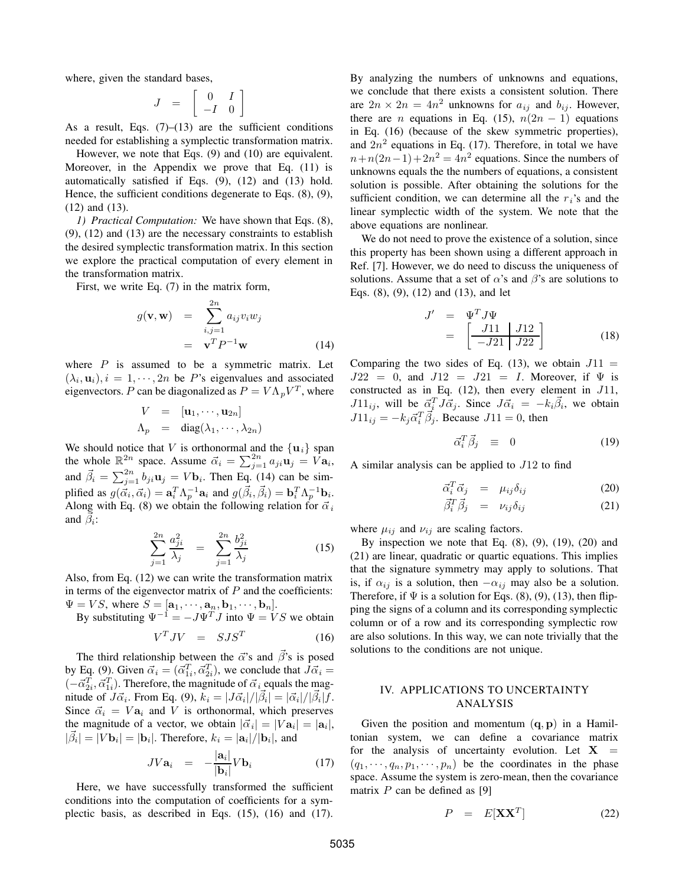where, given the standard bases,

$$J = \begin{bmatrix} 0 & I \\ -I & 0 \end{bmatrix}$$

As a result, Eqs. (7)–(13) are the sufficient conditions needed for establishing a symplectic transformation matrix.

However, we note that Eqs. (9) and (10) are equivalent. Moreover, in the Appendix we prove that Eq. (11) is automatically satisfied if Eqs. (9), (12) and (13) hold. Hence, the sufficient conditions degenerate to Eqs. (8), (9), (12) and (13).

*1) Practical Computation:* We have shown that Eqs. (8), (9), (12) and (13) are the necessary constraints to establish the desired symplectic transformation matrix. In this section we explore the practical computation of every element in the transformation matrix.

First, we write Eq. (7) in the matrix form,

$$\begin{aligned} g(\mathbf{v}, \mathbf{w}) &= \sum_{i,j=1}^{2n} a_{ij} v_i w_j \\ &= \mathbf{v}^T P^{-1} \mathbf{w} \end{aligned} \tag{14}$$

where $P$ is assumed to be a symmetric matrix. Let $(\lambda_i, \mathbf{u}_i), i = 1, \cdots, 2n$ be $P$'s eigenvalues and associated eigenvectors. $P$ can be diagonalized as $P = V \Lambda_p V^T$, where

$$\begin{aligned} V &= [\mathbf{u}_1, \cdots, \mathbf{u}_{2n}] \\ \Lambda_p &= \mathrm{diag}(\lambda_1, \cdots, \lambda_{2n}) \end{aligned}$$

We should notice that $V$ is orthonormal and the $\{\mathbf{u}_i\}$ span the whole $\mathbb{R}^{2n}$ space. Assume $\vec{\alpha}_i = \sum_{j=1}^{2n} a_{ji} \mathbf{u}_j = V \mathbf{a}_i$, and $\vec{\beta}_i = \sum_{j=1}^{2n} b_{ji} \mathbf{u}_j = V \mathbf{b}_i$. Then Eq. (14) can be simplified as $g(\vec{\alpha}_i, \vec{\alpha}_i) = \mathbf{a}_i^T \Lambda_p^{-1} \mathbf{a}_i$ and $g(\vec{\beta}_i, \vec{\beta}_i) = \mathbf{b}_i^T \Lambda_p^{-1} \mathbf{b}_i$. Along with Eq. (8) we obtain the following relation for $\vec{\alpha}_i$ and $\vec{\beta}_i$:

$$\sum_{j=1}^{2n} \frac{a_{ji}^2}{\lambda_j} = \sum_{j=1}^{2n} \frac{b_{ji}^2}{\lambda_j} \tag{15}$$

Also, from Eq. (12) we can write the transformation matrix in terms of the eigenvector matrix of $P$ and the coefficients: $\Psi = VS$, where $S = [\mathbf{a}_1, \cdots, \mathbf{a}_n, \mathbf{b}_1, \cdots, \mathbf{b}_n]$.

By substituting $\Psi^{-1} = -J\Psi^T J$ into $\Psi = VS$ we obtain

$$V^T J V = S J S^T \tag{16}$$

The third relationship between the $\vec{\alpha}$'s and $\vec{\beta}$'s is posed by Eq. (9). Given $\vec{\alpha}_i = (\vec{\alpha}_{1i}^T, \vec{\alpha}_{2i}^T)$, we conclude that $J\vec{\alpha}_i = (-\vec{\alpha}_{2i}^T, \vec{\alpha}_{1i}^T)$. Therefore, the magnitude of $\vec{\alpha}_i$ equals the magnitude of $J\vec{\alpha}_i$. From Eq. (9), $k_i = |J\vec{\alpha}_i| / |\vec{\beta}_i| = |\vec{\alpha}_i| / |\vec{\beta}_i| f$. Since $\vec{\alpha}_i = V\mathbf{a}_i$ and $V$ is orthonormal, which preserves the magnitude of a vector, we obtain $|\vec{\alpha}_i| = |V\mathbf{a}_i| = |\mathbf{a}_i|$, $|\vec{\beta}_i| = |V\mathbf{b}_i| = |\mathbf{b}_i|$. Therefore, $k_i = |\mathbf{a}_i| / |\mathbf{b}_i|$, and

$$JV\mathbf{a}_i = -\frac{|\mathbf{a}_i|}{|\mathbf{b}_i|} V\mathbf{b}_i \tag{17}$$

Here, we have successfully transformed the sufficient conditions into the computation of coefficients for a symplectic basis, as described in Eqs. (15), (16) and (17). By analyzing the numbers of unknowns and equations, we conclude that there exists a consistent solution. There are $2n \times 2n = 4n^2$ unknowns for $a_{ij}$ and $b_{ij}$. However, there are $n$ equations in Eq. (15), $n(2n-1)$ equations in Eq. (16) (because of the skew symmetric properties), and $2n^2$ equations in Eq. (17). Therefore, in total we have $n + n(2n-1) + 2n^2 = 4n^2$ equations. Since the numbers of unknowns equals the the numbers of equations, a consistent solution is possible. After obtaining the solutions for the sufficient condition, we can determine all the $r_i$'s and the linear symplectic width of the system. We note that the above equations are nonlinear.

We do not need to prove the existence of a solution, since this property has been shown using a different approach in Ref. [7]. However, we do need to discuss the uniqueness of solutions. Assume that a set of $\alpha$'s and $\beta$'s are solutions to Eqs. (8), (9), (12) and (13), and let

$$\begin{aligned} J' &= \Psi^T J \Psi \\ &= \left[\begin{array}{c|c} J11 & J12 \\ \hline -J21 & J22 \end{array}\right] \end{aligned} \tag{18}$$

Comparing the two sides of Eq. (13), we obtain $J11 = J22 = 0$, and $J12 = J21 = I$. Moreover, if $\Psi$ is constructed as in Eq. (12), then every element in $J11$, $J11_{ij}$, will be $\vec{\alpha}_i^T J \vec{\alpha}_j$. Since $J\vec{\alpha}_i = -k_i \vec{\beta}_i$, we obtain $J11_{ij} = -k_j \vec{\alpha}_i^T \vec{\beta}_j$. Because $J11 = 0$, then

$$\vec{\alpha}_i^T \vec{\beta}_j \equiv 0 \tag{19}$$

A similar analysis can be applied to $J12$ to find

$$\vec{\alpha}_i^T \vec{\alpha}_j = \mu_{ij} \delta_{ij} \tag{20}$$

$$\vec{\beta}_i^T \vec{\beta}_j = \nu_{ij} \delta_{ij} \tag{21}$$

where $\mu_{ij}$ and $\nu_{ij}$ are scaling factors.

By inspection we note that Eq. (8), (9), (19), (20) and (21) are linear, quadratic or quartic equations. This implies that the signature symmetry may apply to solutions. That is, if $\alpha_{ij}$ is a solution, then $-\alpha_{ij}$ may also be a solution. Therefore, if $\Psi$ is a solution for Eqs. (8), (9), (13), then flipping the signs of a column and its corresponding symplectic column or of a row and its corresponding symplectic row are also solutions. In this way, we can note trivially that the solutions to the conditions are not unique.

## IV. Applications to Uncertainty Analysis

Given the position and momentum $(\mathbf{q}, \mathbf{p})$ in a Hamiltonian system, we can define a covariance matrix for the analysis of uncertainty evolution. Let $\mathbf{X} = (q_1, \cdots, q_n, p_1, \cdots, p_n)$ be the coordinates in the phase space. Assume the system is zero-mean, then the covariance matrix $P$ can be defined as [9]

$$P = E[\mathbf{X}\mathbf{X}^T] \tag{22}$$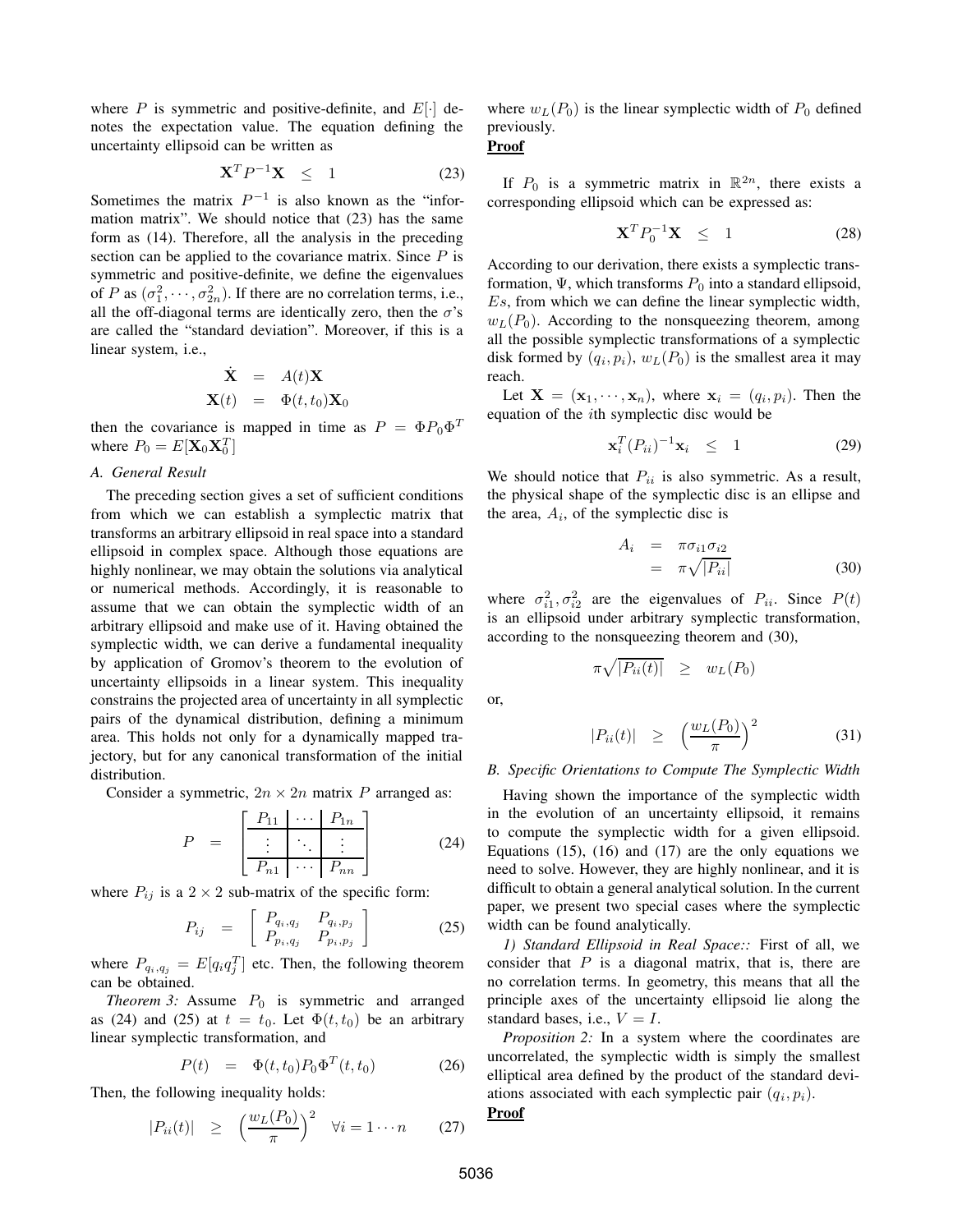where $P$ is symmetric and positive-definite, and $E[\cdot]$ denotes the expectation value. The equation defining the uncertainty ellipsoid can be written as

$$\mathbf{X}^T P^{-1} \mathbf{X} \quad \leq \quad 1 \tag{23}$$

Sometimes the matrix $P^{-1}$ is also known as the "information matrix". We should notice that (23) has the same form as (14). Therefore, all the analysis in the preceding section can be applied to the covariance matrix. Since $P$ is symmetric and positive-definite, we define the eigenvalues of $P$ as $(\sigma_1^2, \cdots, \sigma_{2n}^2)$. If there are no correlation terms, i.e., all the off-diagonal terms are identically zero, then the $\sigma$'s are called the "standard deviation". Moreover, if this is a linear system, i.e.,

$$\begin{aligned}
\dot{\mathbf{X}} &= A(t)\mathbf{X} \\
\mathbf{X}(t) &= \Phi(t, t_0)\mathbf{X}_0
\end{aligned}$$

then the covariance is mapped in time as $P = \Phi P_0 \Phi^T$ where $P_0 = E[\mathbf{X}_0 \mathbf{X}_0^T]$

### A. General Result

The preceding section gives a set of sufficient conditions from which we can establish a symplectic matrix that transforms an arbitrary ellipsoid in real space into a standard ellipsoid in complex space. Although those equations are highly nonlinear, we may obtain the solutions via analytical or numerical methods. Accordingly, it is reasonable to assume that we can obtain the symplectic width of an arbitrary ellipsoid and make use of it. Having obtained the symplectic width, we can derive a fundamental inequality by application of Gromov's theorem to the evolution of uncertainty ellipsoids in a linear system. This inequality constrains the projected area of uncertainty in all symplectic pairs of the dynamical distribution, defining a minimum area. This holds not only for a dynamically mapped trajectory, but for any canonical transformation of the initial distribution.

Consider a symmetric, $2n \times 2n$ matrix $P$ arranged as:

$$P = \left[\begin{array}{c|c|c}
P_{11} & \cdots & P_{1n} \\ \hline
\vdots & \ddots & \vdots \\ \hline
P_{n1} & \cdots & P_{nn}
\end{array}\right] \tag{24}$$

where $P_{ij}$ is a $2 \times 2$ sub-matrix of the specific form:

$$P_{ij} = \begin{bmatrix} P_{q_i,q_j} & P_{q_i,p_j} \\ P_{p_i,q_j} & P_{p_i,p_j} \end{bmatrix} \tag{25}$$

where $P_{q_i,q_j} = E[q_i q_j^T]$ etc. Then, the following theorem can be obtained.

*Theorem 3:* Assume $P_0$ is symmetric and arranged as (24) and (25) at $t = t_0$. Let $\Phi(t, t_0)$ be an arbitrary linear symplectic transformation, and

$$P(t) = \Phi(t, t_0) P_0 \Phi^T(t, t_0) \tag{26}$$

Then, the following inequality holds:

$$|P_{ii}(t)| \quad \geq \quad \left(\frac{w_L(P_0)}{\pi}\right)^2 \quad \forall i = 1 \cdots n \tag{27}$$

where $w_L(P_0)$ is the linear symplectic width of $P_0$ defined previously.

**Proof**

If $P_0$ is a symmetric matrix in $\mathbb{R}^{2n}$, there exists a corresponding ellipsoid which can be expressed as:

$$\mathbf{X}^T P_0^{-1} \mathbf{X} \quad \leq \quad 1 \tag{28}$$

According to our derivation, there exists a symplectic transformation, $\Psi$, which transforms $P_0$ into a standard ellipsoid, $Es$, from which we can define the linear symplectic width, $w_L(P_0)$. According to the nonsqueezing theorem, among all the possible symplectic transformations of a symplectic disk formed by $(q_i, p_i)$, $w_L(P_0)$ is the smallest area it may reach.

Let $\mathbf{X} = (\mathbf{x}_1, \cdots, \mathbf{x}_n)$, where $\mathbf{x}_i = (q_i, p_i)$. Then the equation of the $i$th symplectic disc would be

$$\mathbf{x}_i^T (P_{ii})^{-1} \mathbf{x}_i \quad \leq \quad 1 \tag{29}$$

We should notice that $P_{ii}$ is also symmetric. As a result, the physical shape of the symplectic disc is an ellipse and the area, $A_i$, of the symplectic disc is

$$\begin{aligned}
A_i &= \pi \sigma_{i1} \sigma_{i2} \\
&= \pi \sqrt{|P_{ii}|}
\end{aligned} \tag{30}$$

where $\sigma_{i1}^2, \sigma_{i2}^2$ are the eigenvalues of $P_{ii}$. Since $P(t)$ is an ellipsoid under arbitrary symplectic transformation, according to the nonsqueezing theorem and (30),

$$\pi \sqrt{|P_{ii}(t)|} \quad \geq \quad w_L(P_0)$$

or,

$$|P_{ii}(t)| \quad \geq \quad \left(\frac{w_L(P_0)}{\pi}\right)^2 \tag{31}$$

### B. Specific Orientations to Compute The Symplectic Width

Having shown the importance of the symplectic width in the evolution of an uncertainty ellipsoid, it remains to compute the symplectic width for a given ellipsoid. Equations (15), (16) and (17) are the only equations we need to solve. However, they are highly nonlinear, and it is difficult to obtain a general analytical solution. In the current paper, we present two special cases where the symplectic width can be found analytically.

*1) Standard Ellipsoid in Real Space::* First of all, we consider that $P$ is a diagonal matrix, that is, there are no correlation terms. In geometry, this means that all the principle axes of the uncertainty ellipsoid lie along the standard bases, i.e., $V = I$.

*Proposition 2:* In a system where the coordinates are uncorrelated, the symplectic width is simply the smallest elliptical area defined by the product of the standard deviations associated with each symplectic pair $(q_i, p_i)$.

**Proof**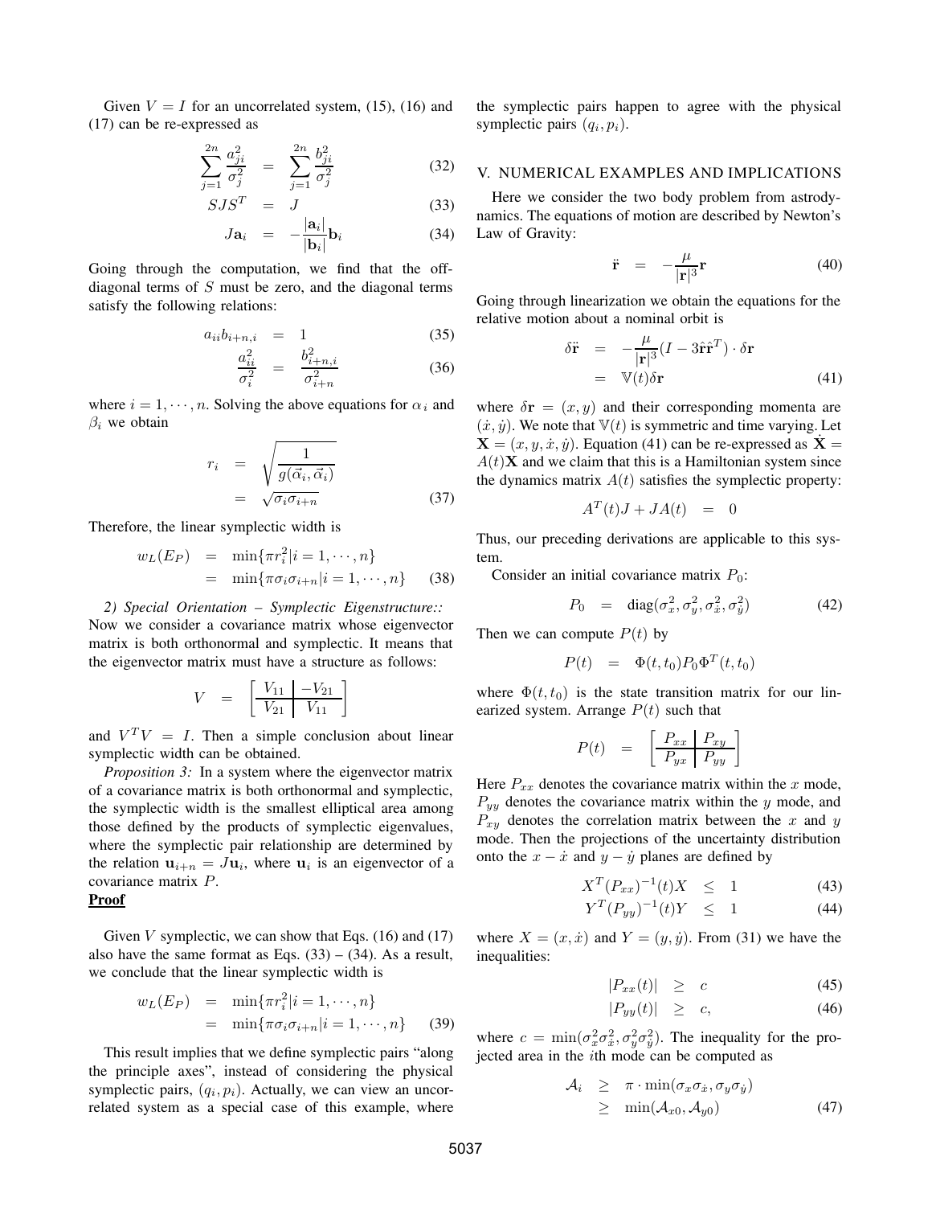Given $V = I$ for an uncorrelated system, (15), (16) and (17) can be re-expressed as

$$
\begin{aligned}
\sum_{j=1}^{2n} \frac{a_{ji}^2}{\sigma_j^2} &= \sum_{j=1}^{2n} \frac{b_{ji}^2}{\sigma_j^2} && (32)\\
SJS^T &= J && (33)\\
J\mathbf{a}_i &= -\frac{|\mathbf{a}_i|}{|\mathbf{b}_i|}\mathbf{b}_i && (34)
\end{aligned}
$$

Going through the computation, we find that the off-diagonal terms of $S$ must be zero, and the diagonal terms satisfy the following relations:

$$
\begin{aligned}
a_{ii} b_{i+n,i} &= 1 && (35)\\
\frac{a_{ii}^2}{\sigma_i^2} &= \frac{b_{i+n,i}^2}{\sigma_{i+n}^2} && (36)
\end{aligned}
$$

where $i = 1, \cdots, n$. Solving the above equations for $\alpha_i$ and $\beta_i$ we obtain

$$
\begin{aligned}
r_i &= \sqrt{\frac{1}{g(\vec{\alpha}_i, \vec{\alpha}_i)}}\\
&= \sqrt{\sigma_i \sigma_{i+n}} && (37)
\end{aligned}
$$

Therefore, the linear symplectic width is

$$
\begin{aligned}
w_L(E_P) &= \min\{\pi r_i^2 | i = 1, \cdots, n\}\\
&= \min\{\pi \sigma_i \sigma_{i+n} | i = 1, \cdots, n\} && (38)
\end{aligned}
$$

*2) Special Orientation – Symplectic Eigenstructure::* Now we consider a covariance matrix whose eigenvector matrix is both orthonormal and symplectic. It means that the eigenvector matrix must have a structure as follows:

$$
V = \left[\begin{array}{c|c} V_{11} & -V_{21} \\ \hline V_{21} & V_{11} \end{array}\right]
$$

and $V^T V = I$. Then a simple conclusion about linear symplectic width can be obtained.

*Proposition 3:* In a system where the eigenvector matrix of a covariance matrix is both orthonormal and symplectic, the symplectic width is the smallest elliptical area among those defined by the products of symplectic eigenvalues, where the symplectic pair relationship are determined by the relation $\mathbf{u}_{i+n} = J\mathbf{u}_i$, where $\mathbf{u}_i$ is an eigenvector of a covariance matrix $P$.

**Proof**

Given $V$ symplectic, we can show that Eqs. (16) and (17) also have the same format as Eqs. (33) – (34). As a result, we conclude that the linear symplectic width is

$$
\begin{aligned}
w_L(E_P) &= \min\{\pi r_i^2 | i = 1, \cdots, n\}\\
&= \min\{\pi \sigma_i \sigma_{i+n} | i = 1, \cdots, n\} && (39)
\end{aligned}
$$

This result implies that we define symplectic pairs "along the principle axes", instead of considering the physical symplectic pairs, $(q_i, p_i)$. Actually, we can view an uncorrelated system as a special case of this example, where the symplectic pairs happen to agree with the physical symplectic pairs $(q_i, p_i)$.

## V. NUMERICAL EXAMPLES AND IMPLICATIONS

Here we consider the two body problem from astrodynamics. The equations of motion are described by Newton's Law of Gravity:

$$
\ddot{\mathbf{r}} = -\frac{\mu}{|\mathbf{r}|^3}\mathbf{r} \qquad (40)
$$

Going through linearization we obtain the equations for the relative motion about a nominal orbit is

$$
\begin{aligned}
\delta\ddot{\mathbf{r}} &= -\frac{\mu}{|\mathbf{r}|^3}(I - 3\hat{\mathbf{r}}\hat{\mathbf{r}}^T) \cdot \delta\mathbf{r}\\
&= \mathbb{V}(t)\delta\mathbf{r} && (41)
\end{aligned}
$$

where $\delta\mathbf{r} = (x, y)$ and their corresponding momenta are $(\dot{x}, \dot{y})$. We note that $\mathbb{V}(t)$ is symmetric and time varying. Let $\mathbf{X} = (x, y, \dot{x}, \dot{y})$. Equation (41) can be re-expressed as $\dot{\mathbf{X}} = A(t)\mathbf{X}$ and we claim that this is a Hamiltonian system since the dynamics matrix $A(t)$ satisfies the symplectic property:

$$
A^T(t)J + JA(t) = 0
$$

Thus, our preceding derivations are applicable to this system.

Consider an initial covariance matrix $P_0$:

$$
P_0 = \text{diag}(\sigma_x^2, \sigma_y^2, \sigma_{\dot{x}}^2, \sigma_{\dot{y}}^2) \qquad (42)
$$

Then we can compute $P(t)$ by

$$
P(t) = \Phi(t, t_0) P_0 \Phi^T(t, t_0)
$$

where $\Phi(t, t_0)$ is the state transition matrix for our linearized system. Arrange $P(t)$ such that

$$
P(t) = \left[\begin{array}{c|c} P_{xx} & P_{xy} \\ \hline P_{yx} & P_{yy} \end{array}\right]
$$

Here $P_{xx}$ denotes the covariance matrix within the $x$ mode, $P_{yy}$ denotes the covariance matrix within the $y$ mode, and $P_{xy}$ denotes the correlation matrix between the $x$ and $y$ mode. Then the projections of the uncertainty distribution onto the $x - \dot{x}$ and $y - \dot{y}$ planes are defined by

$$
\begin{aligned}
X^T (P_{xx})^{-1}(t) X &\leq 1 && (43)\\
Y^T (P_{yy})^{-1}(t) Y &\leq 1 && (44)
\end{aligned}
$$

where $X = (x, \dot{x})$ and $Y = (y, \dot{y})$. From (31) we have the inequalities:

$$
\begin{aligned}
|P_{xx}(t)| &\geq c && (45)\\
|P_{yy}(t)| &\geq c, && (46)
\end{aligned}
$$

where $c = \min(\sigma_x^2 \sigma_{\dot{x}}^2, \sigma_y^2 \sigma_{\dot{y}}^2)$. The inequality for the projected area in the $i$th mode can be computed as

$$
\begin{aligned}
\mathcal{A}_i &\geq \pi \cdot \min(\sigma_x \sigma_{\dot{x}}, \sigma_y \sigma_{\dot{y}})\\
&\geq \min(\mathcal{A}_{x0}, \mathcal{A}_{y0}) && (47)
\end{aligned}
$$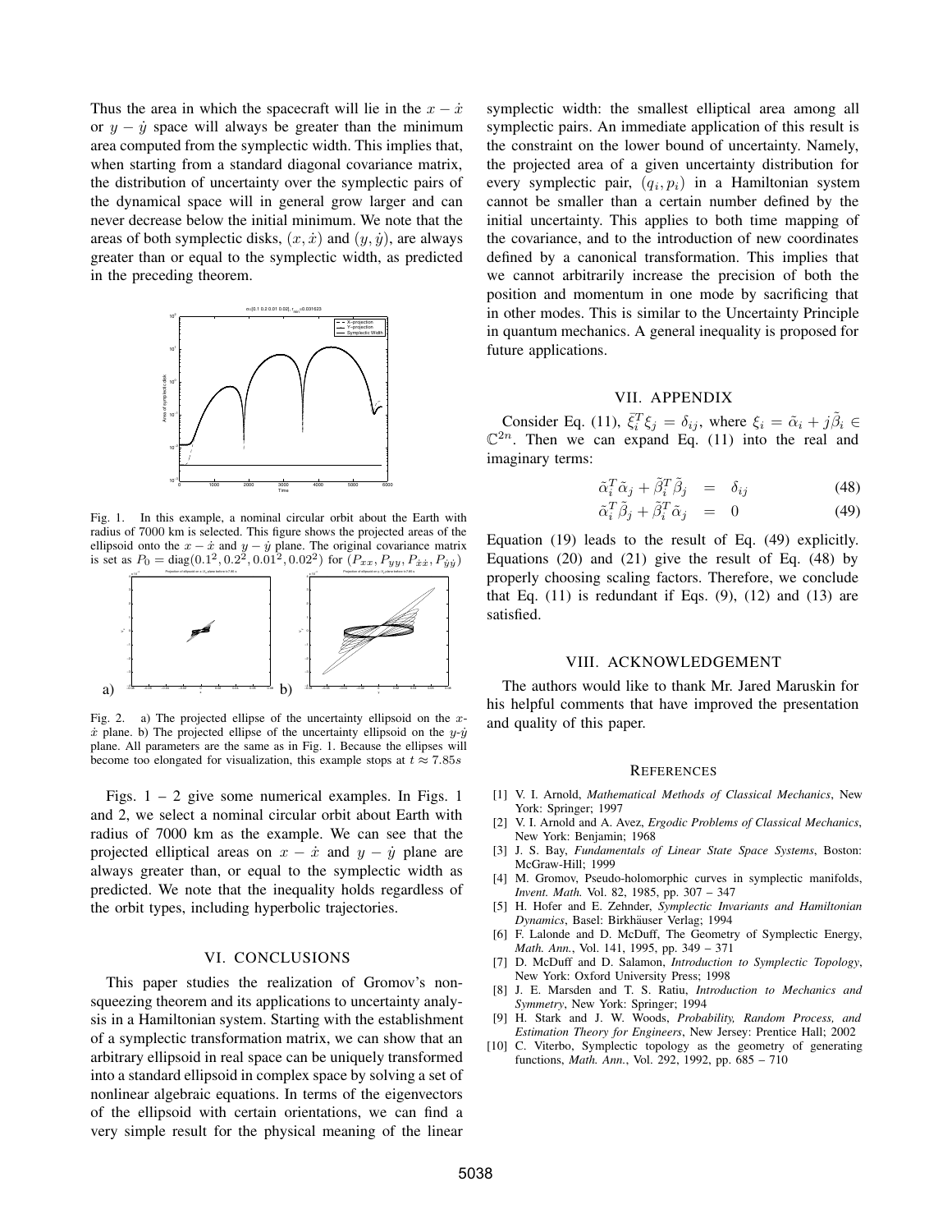Thus the area in which the spacecraft will lie in the $x - \dot{x}$ or $y - \dot{y}$ space will always be greater than the minimum area computed from the symplectic width. This implies that, when starting from a standard diagonal covariance matrix, the distribution of uncertainty over the symplectic pairs of the dynamical space will in general grow larger and can never decrease below the initial minimum. We note that the areas of both symplectic disks, $(x, \dot{x})$ and $(y, \dot{y})$, are always greater than or equal to the symplectic width, as predicted in the preceding theorem.

Fig. 1. In this example, a nominal circular orbit about the Earth with radius of 7000 km is selected. This figure shows the projected areas of the ellipsoid onto the $x - \dot{x}$ and $y - \dot{y}$ plane. The original covariance matrix is set as $P_0 = \text{diag}(0.1^2, 0.2^2, 0.01^2, 0.02^2)$ for $(P_{xx}, P_{yy}, P_{\dot{x}\dot{x}}, P_{\dot{y}\dot{y}})$

Fig. 2. a) The projected ellipse of the uncertainty ellipsoid on the $x$-$\dot{x}$ plane. b) The projected ellipse of the uncertainty ellipsoid on the $y$-$\dot{y}$ plane. All parameters are the same as in Fig. 1. Because the ellipses will become too elongated for visualization, this example stops at $t \approx 7.85s$

Figs. 1 – 2 give some numerical examples. In Figs. 1 and 2, we select a nominal circular orbit about Earth with radius of 7000 km as the example. We can see that the projected elliptical areas on $x - \dot{x}$ and $y - \dot{y}$ plane are always greater than, or equal to the symplectic width as predicted. We note that the inequality holds regardless of the orbit types, including hyperbolic trajectories.

## VI. CONCLUSIONS

This paper studies the realization of Gromov's non-squeezing theorem and its applications to uncertainty analysis in a Hamiltonian system. Starting with the establishment of a symplectic transformation matrix, we can show that an arbitrary ellipsoid in real space can be uniquely transformed into a standard ellipsoid in complex space by solving a set of nonlinear algebraic equations. In terms of the eigenvectors of the ellipsoid with certain orientations, we can find a very simple result for the physical meaning of the linear symplectic width: the smallest elliptical area among all symplectic pairs. An immediate application of this result is the constraint on the lower bound of uncertainty. Namely, the projected area of a given uncertainty distribution for every symplectic pair, $(q_i, p_i)$ in a Hamiltonian system cannot be smaller than a certain number defined by the initial uncertainty. This applies to both time mapping of the covariance, and to the introduction of new coordinates defined by a canonical transformation. This implies that we cannot arbitrarily increase the precision of both the position and momentum in one mode by sacrificing that in other modes. This is similar to the Uncertainty Principle in quantum mechanics. A general inequality is proposed for future applications.

## VII. APPENDIX

Consider Eq. (11), $\bar{\xi}_i^T \xi_j = \delta_{ij}$, where $\xi_i = \tilde{\alpha}_i + j\tilde{\beta}_i \in \mathbb{C}^{2n}$. Then we can expand Eq. (11) into the real and imaginary terms:

$$\tilde{\alpha}_i^T \tilde{\alpha}_j + \tilde{\beta}_i^T \tilde{\beta}_j = \delta_{ij} \quad (48)$$

$$\tilde{\alpha}_i^T \tilde{\beta}_j + \tilde{\beta}_i^T \tilde{\alpha}_j = 0 \quad (49)$$

Equation (19) leads to the result of Eq. (49) explicitly. Equations (20) and (21) give the result of Eq. (48) by properly choosing scaling factors. Therefore, we conclude that Eq. (11) is redundant if Eqs. (9), (12) and (13) are satisfied.

## VIII. ACKNOWLEDGEMENT

The authors would like to thank Mr. Jared Maruskin for his helpful comments that have improved the presentation and quality of this paper.

## REFERENCES

[1] V. I. Arnold, *Mathematical Methods of Classical Mechanics*, New York: Springer; 1997

[2] V. I. Arnold and A. Avez, *Ergodic Problems of Classical Mechanics*, New York: Benjamin; 1968

[3] J. S. Bay, *Fundamentals of Linear State Space Systems*, Boston: McGraw-Hill; 1999

[4] M. Gromov, Pseudo-holomorphic curves in symplectic manifolds, *Invent. Math.* Vol. 82, 1985, pp. 307 – 347

[5] H. Hofer and E. Zehnder, *Symplectic Invariants and Hamiltonian Dynamics*, Basel: Birkhäuser Verlag; 1994

[6] F. Lalonde and D. McDuff, The Geometry of Symplectic Energy, *Math. Ann.*, Vol. 141, 1995, pp. 349 – 371

[7] D. McDuff and D. Salamon, *Introduction to Symplectic Topology*, New York: Oxford University Press; 1998

[8] J. E. Marsden and T. S. Ratiu, *Introduction to Mechanics and Symmetry*, New York: Springer; 1994

[9] H. Stark and J. W. Woods, *Probability, Random Process, and Estimation Theory for Engineers*, New Jersey: Prentice Hall; 2002

[10] C. Viterbo, Symplectic topology as the geometry of generating functions, *Math. Ann.*, Vol. 292, 1992, pp. 685 – 710